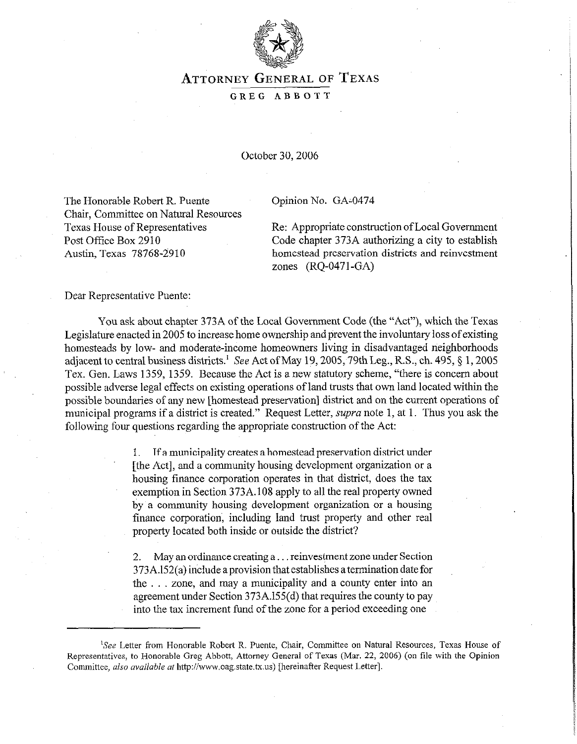# ATTORNEY GENERAL OF TEXAS

**GREG ABBOTT**

October 30, 2006

The Honorable Robert R. Puente
Chair, Committee on Natural Resources
Texas House of Representatives
Post Office Box 2910
Austin, Texas 78768-2910

Opinion No. GA-0474

Re: Appropriate construction of Local Government Code chapter 373A authorizing a city to establish homestead preservation districts and reinvestment zones (RQ-0471-GA)

Dear Representative Puente:

You ask about chapter 373A of the Local Government Code (the "Act"), which the Texas Legislature enacted in 2005 to increase home ownership and prevent the involuntary loss of existing homesteads by low- and moderate-income homeowners living in disadvantaged neighborhoods adjacent to central business districts.[1] *See* Act of May 19, 2005, 79th Leg., R.S., ch. 495, § 1, 2005 Tex. Gen. Laws 1359, 1359. Because the Act is a new statutory scheme, "there is concern about possible adverse legal effects on existing operations of land trusts that own land located within the possible boundaries of any new [homestead preservation] district and on the current operations of municipal programs if a district is created." Request Letter, *supra* note 1, at 1. Thus you ask the following four questions regarding the appropriate construction of the Act:

> 1. If a municipality creates a homestead preservation district under [the Act], and a community housing development organization or a housing finance corporation operates in that district, does the tax exemption in Section 373A.108 apply to all the real property owned by a community housing development organization or a housing finance corporation, including land trust property and other real property located both inside or outside the district?
>
> 2. May an ordinance creating a . . . reinvestment zone under Section 373A.152(a) include a provision that establishes a termination date for the . . . zone, and may a municipality and a county enter into an agreement under Section 373A.155(d) that requires the county to pay into the tax increment fund of the zone for a period exceeding one

[1] *See* Letter from Honorable Robert R. Puente, Chair, Committee on Natural Resources, Texas House of Representatives, to Honorable Greg Abbott, Attorney General of Texas (Mar. 22, 2006) (on file with the Opinion Committee, *also available at* http://www.oag.state.tx.us) [hereinafter Request Letter].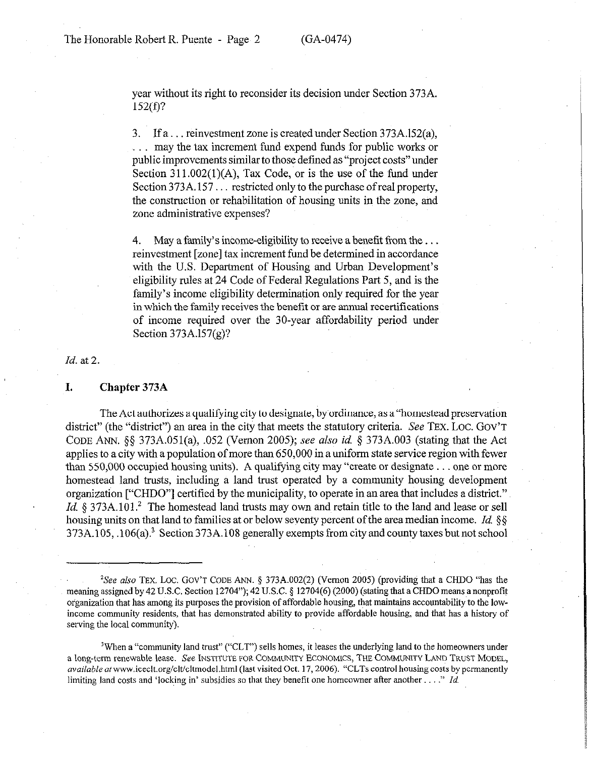year without its right to reconsider its decision under Section 373A. 152(f)?

3. If a . . . reinvestment zone is created under Section 373A.152(a), . . . may the tax increment fund expend funds for public works or public improvements similar to those defined as "project costs" under Section 311.002(1)(A), Tax Code, or is the use of the fund under Section 373A.157 . . . restricted only to the purchase of real property, the construction or rehabilitation of housing units in the zone, and zone administrative expenses?

4. May a family's income-eligibility to receive a benefit from the . . . reinvestment [zone] tax increment fund be determined in accordance with the U.S. Department of Housing and Urban Development's eligibility rules at 24 Code of Federal Regulations Part 5, and is the family's income eligibility determination only required for the year in which the family receives the benefit or are annual recertifications of income required over the 30-year affordability period under Section 373A.157(g)?

*Id.* at 2.

## I. Chapter 373A

The Act authorizes a qualifying city to designate, by ordinance, as a "homestead preservation district" (the "district") an area in the city that meets the statutory criteria. *See* TEX. LOC. GOV'T CODE ANN. §§ 373A.051(a), .052 (Vernon 2005); *see also id.* § 373A.003 (stating that the Act applies to a city with a population of more than 650,000 in a uniform state service region with fewer than 550,000 occupied housing units). A qualifying city may "create or designate . . . one or more homestead land trusts, including a land trust operated by a community housing development organization ["CHDO"] certified by the municipality, to operate in an area that includes a district." *Id.* § 373A.101.[2] The homestead land trusts may own and retain title to the land and lease or sell housing units on that land to families at or below seventy percent of the area median income. *Id.* §§ 373A.105, .106(a).[3] Section 373A.108 generally exempts from city and county taxes but not school

---

[2]*See also* TEX. LOC. GOV'T CODE ANN. § 373A.002(2) (Vernon 2005) (providing that a CHDO "has the meaning assigned by 42 U.S.C. Section 12704"); 42 U.S.C. § 12704(6) (2000) (stating that a CHDO means a nonprofit organization that has among its purposes the provision of affordable housing, that maintains accountability to the low-income community residents, that has demonstrated ability to provide affordable housing, and that has a history of serving the local community).

[3]When a "community land trust" ("CLT") sells homes, it leases the underlying land to the homeowners under a long-term renewable lease. *See* INSTITUTE FOR COMMUNITY ECONOMICS, THE COMMUNITY LAND TRUST MODEL, *available at* www.iceclt.org/clt/cltmodel.html (last visited Oct. 17, 2006). "CLTs control housing costs by permanently limiting land costs and 'locking in' subsidies so that they benefit one homeowner after another . . . ." *Id.*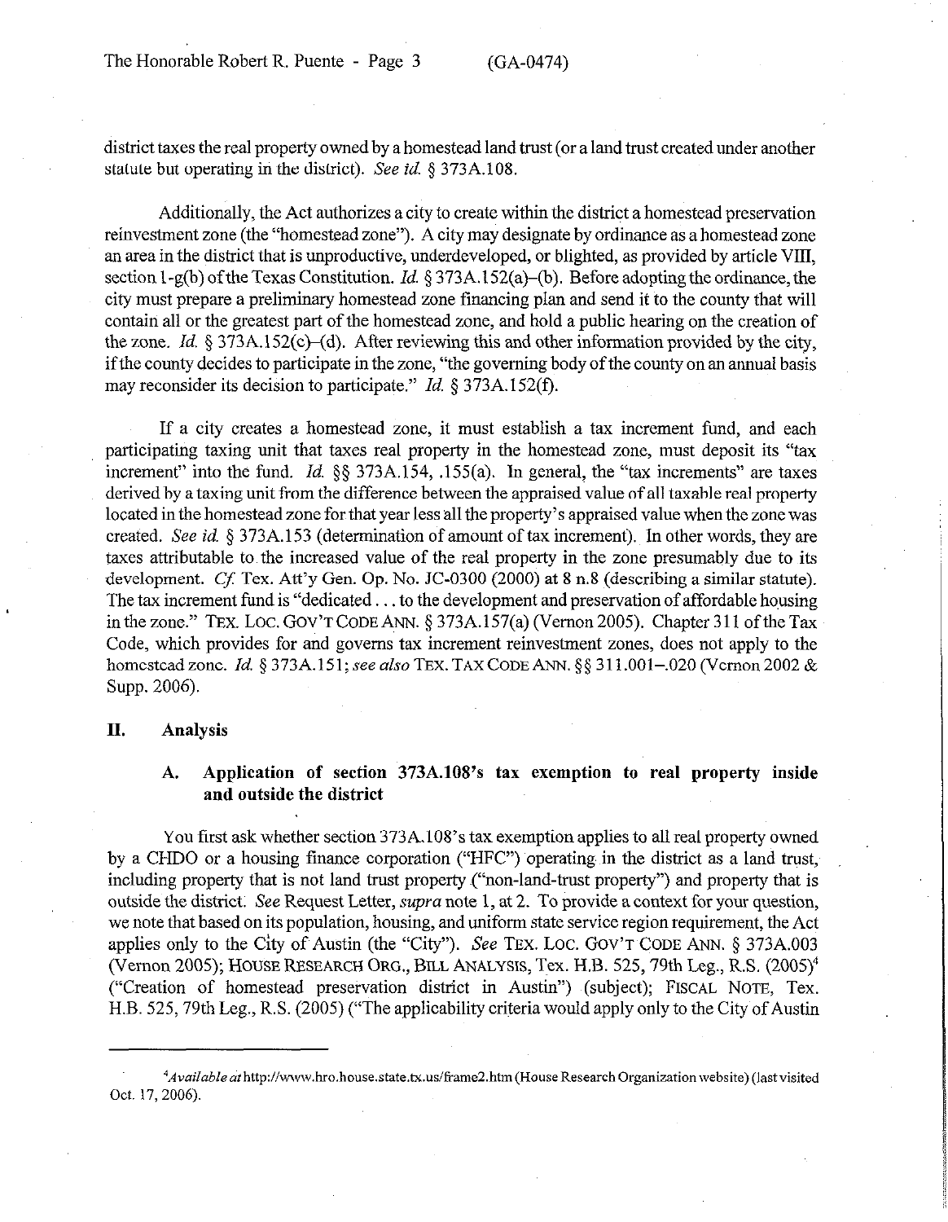district taxes the real property owned by a homestead land trust (or a land trust created under another statute but operating in the district). *See id.* § 373A.108.

Additionally, the Act authorizes a city to create within the district a homestead preservation reinvestment zone (the "homestead zone"). A city may designate by ordinance as a homestead zone an area in the district that is unproductive, underdeveloped, or blighted, as provided by article VIII, section 1-g(b) of the Texas Constitution. *Id.* § 373A.152(a)–(b). Before adopting the ordinance, the city must prepare a preliminary homestead zone financing plan and send it to the county that will contain all or the greatest part of the homestead zone, and hold a public hearing on the creation of the zone. *Id.* § 373A.152(c)–(d). After reviewing this and other information provided by the city, if the county decides to participate in the zone, "the governing body of the county on an annual basis may reconsider its decision to participate." *Id.* § 373A.152(f).

If a city creates a homestead zone, it must establish a tax increment fund, and each participating taxing unit that taxes real property in the homestead zone, must deposit its "tax increment" into the fund. *Id.* §§ 373A.154, .155(a). In general, the "tax increments" are taxes derived by a taxing unit from the difference between the appraised value of all taxable real property located in the homestead zone for that year less all the property's appraised value when the zone was created. *See id.* § 373A.153 (determination of amount of tax increment). In other words, they are taxes attributable to the increased value of the real property in the zone presumably due to its development. *Cf.* Tex. Att'y Gen. Op. No. JC-0300 (2000) at 8 n.8 (describing a similar statute). The tax increment fund is "dedicated . . . to the development and preservation of affordable housing in the zone." TEX. LOC. GOV'T CODE ANN. § 373A.157(a) (Vernon 2005). Chapter 311 of the Tax Code, which provides for and governs tax increment reinvestment zones, does not apply to the homestead zone. *Id.* § 373A.151; *see also* TEX. TAX CODE ANN. §§ 311.001–.020 (Vernon 2002 & Supp. 2006).

## II. Analysis

### A. Application of section 373A.108's tax exemption to real property inside and outside the district

You first ask whether section 373A.108's tax exemption applies to all real property owned by a CHDO or a housing finance corporation ("HFC") operating in the district as a land trust, including property that is not land trust property ("non-land-trust property") and property that is outside the district. *See* Request Letter, *supra* note 1, at 2. To provide a context for your question, we note that based on its population, housing, and uniform state service region requirement, the Act applies only to the City of Austin (the "City"). *See* TEX. LOC. GOV'T CODE ANN. § 373A.003 (Vernon 2005); HOUSE RESEARCH ORG., BILL ANALYSIS, Tex. H.B. 525, 79th Leg., R.S. (2005)[4] ("Creation of homestead preservation district in Austin") (subject); FISCAL NOTE, Tex. H.B. 525, 79th Leg., R.S. (2005) ("The applicability criteria would apply only to the City of Austin

---

[4] *Available at* http://www.hro.house.state.tx.us/frame2.htm (House Research Organization website) (last visited Oct. 17, 2006).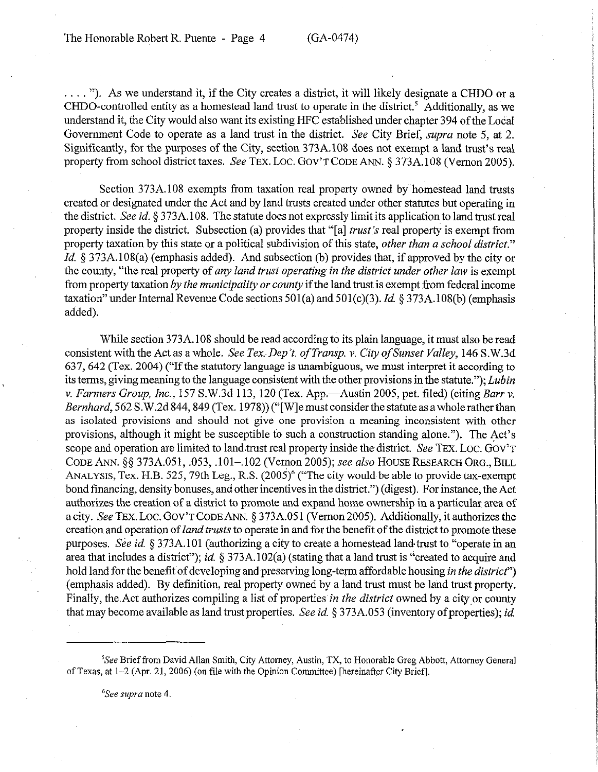. . . . "). As we understand it, if the City creates a district, it will likely designate a CHDO or a CHDO-controlled entity as a homestead land trust to operate in the district.[5] Additionally, as we understand it, the City would also want its existing HFC established under chapter 394 of the Local Government Code to operate as a land trust in the district. *See* City Brief, *supra* note 5, at 2. Significantly, for the purposes of the City, section 373A.108 does not exempt a land trust's real property from school district taxes. *See* TEX. LOC. GOV'T CODE ANN. § 373A.108 (Vernon 2005).

Section 373A.108 exempts from taxation real property owned by homestead land trusts created or designated under the Act and by land trusts created under other statutes but operating in the district. *See id.* § 373A.108. The statute does not expressly limit its application to land trust real property inside the district. Subsection (a) provides that "[a] *trust's* real property is exempt from property taxation by this state or a political subdivision of this state, *other than a school district.*" *Id.* § 373A.108(a) (emphasis added). And subsection (b) provides that, if approved by the city or the county, "the real property of *any land trust operating in the district under other law* is exempt from property taxation *by the municipality or county* if the land trust is exempt from federal income taxation" under Internal Revenue Code sections 501(a) and 501(c)(3). *Id.* § 373A.108(b) (emphasis added).

While section 373A.108 should be read according to its plain language, it must also be read consistent with the Act as a whole. *See Tex. Dep't. of Transp. v. City of Sunset Valley*, 146 S.W.3d 637, 642 (Tex. 2004) ("If the statutory language is unambiguous, we must interpret it according to its terms, giving meaning to the language consistent with the other provisions in the statute."); *Lubin v. Farmers Group, Inc.*, 157 S.W.3d 113, 120 (Tex. App.—Austin 2005, pet. filed) (citing *Barr v. Bernhard*, 562 S.W.2d 844, 849 (Tex. 1978)) ("[W]e must consider the statute as a whole rather than as isolated provisions and should not give one provision a meaning inconsistent with other provisions, although it might be susceptible to such a construction standing alone."). The Act's scope and operation are limited to land trust real property inside the district. *See* TEX. LOC. GOV'T CODE ANN. §§ 373A.051, .053, .101–.102 (Vernon 2005); *see also* HOUSE RESEARCH ORG., BILL ANALYSIS, Tex. H.B. 525, 79th Leg., R.S. (2005)[6] ("The city would be able to provide tax-exempt bond financing, density bonuses, and other incentives in the district.") (digest). For instance, the Act authorizes the creation of a district to promote and expand home ownership in a particular area of a city. *See* TEX. LOC. GOV'T CODE ANN. § 373A.051 (Vernon 2005). Additionally, it authorizes the creation and operation of *land trusts* to operate in and for the benefit of the district to promote these purposes. *See id.* § 373A.101 (authorizing a city to create a homestead land trust to "operate in an area that includes a district"); *id.* § 373A.102(a) (stating that a land trust is "created to acquire and hold land for the benefit of developing and preserving long-term affordable housing *in the district*") (emphasis added). By definition, real property owned by a land trust must be land trust property. Finally, the Act authorizes compiling a list of properties *in the district* owned by a city or county that may become available as land trust properties. *See id.* § 373A.053 (inventory of properties); *id.*

---

[5] *See* Brief from David Allan Smith, City Attorney, Austin, TX, to Honorable Greg Abbott, Attorney General of Texas, at 1–2 (Apr. 21, 2006) (on file with the Opinion Committee) [hereinafter City Brief].

[6] *See supra* note 4.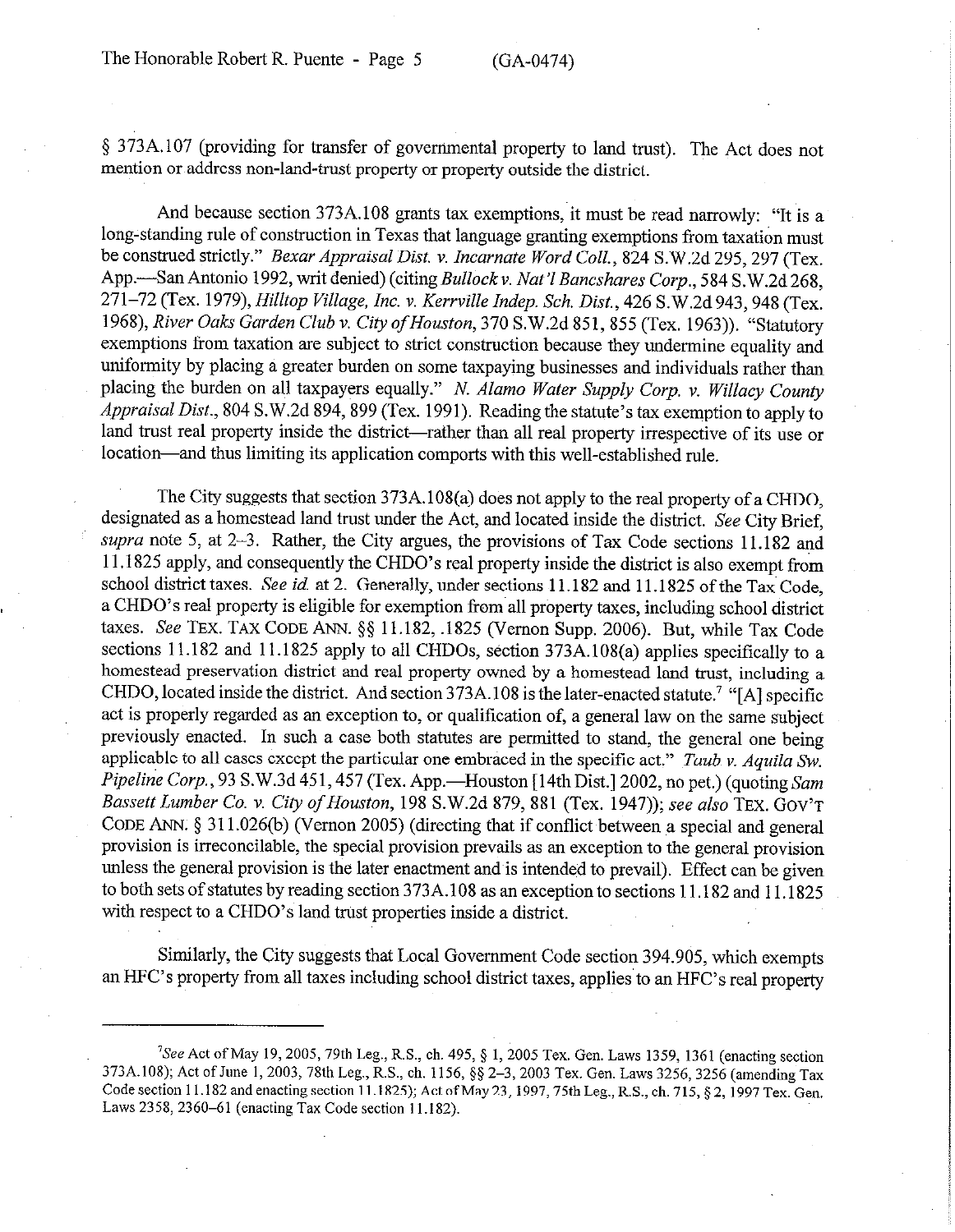§ 373A.107 (providing for transfer of governmental property to land trust). The Act does not mention or address non-land-trust property or property outside the district.

And because section 373A.108 grants tax exemptions, it must be read narrowly: "It is a long-standing rule of construction in Texas that language granting exemptions from taxation must be construed strictly." *Bexar Appraisal Dist. v. Incarnate Word Coll.*, 824 S.W.2d 295, 297 (Tex. App.—San Antonio 1992, writ denied) (citing *Bullock v. Nat'l Bancshares Corp.*, 584 S.W.2d 268, 271–72 (Tex. 1979), *Hilltop Village, Inc. v. Kerrville Indep. Sch. Dist.*, 426 S.W.2d 943, 948 (Tex. 1968), *River Oaks Garden Club v. City of Houston*, 370 S.W.2d 851, 855 (Tex. 1963)). "Statutory exemptions from taxation are subject to strict construction because they undermine equality and uniformity by placing a greater burden on some taxpaying businesses and individuals rather than placing the burden on all taxpayers equally." *N. Alamo Water Supply Corp. v. Willacy County Appraisal Dist.*, 804 S.W.2d 894, 899 (Tex. 1991). Reading the statute's tax exemption to apply to land trust real property inside the district—rather than all real property irrespective of its use or location—and thus limiting its application comports with this well-established rule.

The City suggests that section 373A.108(a) does not apply to the real property of a CHDO, designated as a homestead land trust under the Act, and located inside the district. *See* City Brief, *supra* note 5, at 2–3. Rather, the City argues, the provisions of Tax Code sections 11.182 and 11.1825 apply, and consequently the CHDO's real property inside the district is also exempt from school district taxes. *See id.* at 2. Generally, under sections 11.182 and 11.1825 of the Tax Code, a CHDO's real property is eligible for exemption from all property taxes, including school district taxes. *See* TEX. TAX CODE ANN. §§ 11.182, .1825 (Vernon Supp. 2006). But, while Tax Code sections 11.182 and 11.1825 apply to all CHDOs, section 373A.108(a) applies specifically to a homestead preservation district and real property owned by a homestead land trust, including a CHDO, located inside the district. And section 373A.108 is the later-enacted statute.[7] "[A] specific act is properly regarded as an exception to, or qualification of, a general law on the same subject previously enacted. In such a case both statutes are permitted to stand, the general one being applicable to all cases except the particular one embraced in the specific act." *Taub v. Aquila Sw. Pipeline Corp.*, 93 S.W.3d 451, 457 (Tex. App.—Houston [14th Dist.] 2002, no pet.) (quoting *Sam Bassett Lumber Co. v. City of Houston*, 198 S.W.2d 879, 881 (Tex. 1947)); *see also* TEX. GOV'T CODE ANN. § 311.026(b) (Vernon 2005) (directing that if conflict between a special and general provision is irreconcilable, the special provision prevails as an exception to the general provision unless the general provision is the later enactment and is intended to prevail). Effect can be given to both sets of statutes by reading section 373A.108 as an exception to sections 11.182 and 11.1825 with respect to a CHDO's land trust properties inside a district.

Similarly, the City suggests that Local Government Code section 394.905, which exempts an HFC's property from all taxes including school district taxes, applies to an HFC's real property

---

[7] *See* Act of May 19, 2005, 79th Leg., R.S., ch. 495, § 1, 2005 Tex. Gen. Laws 1359, 1361 (enacting section 373A.108); Act of June 1, 2003, 78th Leg., R.S., ch. 1156, §§ 2–3, 2003 Tex. Gen. Laws 3256, 3256 (amending Tax Code section 11.182 and enacting section 11.1825); Act of May 23, 1997, 75th Leg., R.S., ch. 715, § 2, 1997 Tex. Gen. Laws 2358, 2360–61 (enacting Tax Code section 11.182).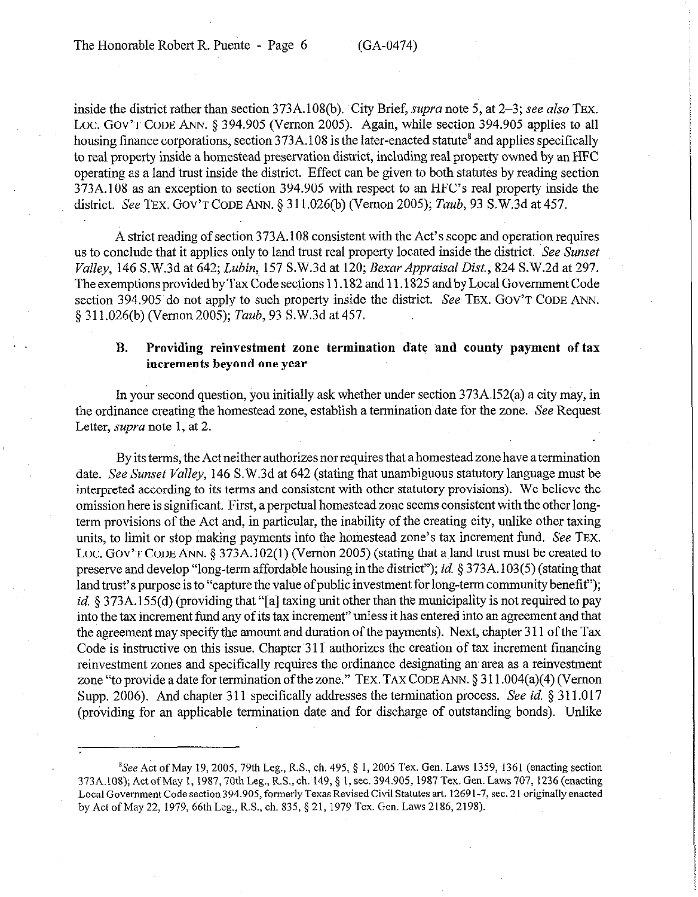inside the district rather than section 373A.108(b). City Brief, *supra* note 5, at 2–3; *see also* TEX. LOC. GOV'T CODE ANN. § 394.905 (Vernon 2005). Again, while section 394.905 applies to all housing finance corporations, section 373A.108 is the later-enacted statute[8] and applies specifically to real property inside a homestead preservation district, including real property owned by an HFC operating as a land trust inside the district. Effect can be given to both statutes by reading section 373A.108 as an exception to section 394.905 with respect to an HFC's real property inside the district. *See* TEX. GOV'T CODE ANN. § 311.026(b) (Vernon 2005); *Taub*, 93 S.W.3d at 457.

A strict reading of section 373A.108 consistent with the Act's scope and operation requires us to conclude that it applies only to land trust real property located inside the district. *See Sunset Valley*, 146 S.W.3d at 642; *Lubin*, 157 S.W.3d at 120; *Bexar Appraisal Dist.*, 824 S.W.2d at 297. The exemptions provided by Tax Code sections 11.182 and 11.1825 and by Local Government Code section 394.905 do not apply to such property inside the district. *See* TEX. GOV'T CODE ANN. § 311.026(b) (Vernon 2005); *Taub*, 93 S.W.3d at 457.

### B. Providing reinvestment zone termination date and county payment of tax increments beyond one year

In your second question, you initially ask whether under section 373A.152(a) a city may, in the ordinance creating the homestead zone, establish a termination date for the zone. *See* Request Letter, *supra* note 1, at 2.

By its terms, the Act neither authorizes nor requires that a homestead zone have a termination date. *See Sunset Valley*, 146 S.W.3d at 642 (stating that unambiguous statutory language must be interpreted according to its terms and consistent with other statutory provisions). We believe the omission here is significant. First, a perpetual homestead zone seems consistent with the other long-term provisions of the Act and, in particular, the inability of the creating city, unlike other taxing units, to limit or stop making payments into the homestead zone's tax increment fund. *See* TEX. LOC. GOV'T CODE ANN. § 373A.102(1) (Vernon 2005) (stating that a land trust must be created to preserve and develop "long-term affordable housing in the district"); *id.* § 373A.103(5) (stating that land trust's purpose is to "capture the value of public investment for long-term community benefit"); *id.* § 373A.155(d) (providing that "[a] taxing unit other than the municipality is not required to pay into the tax increment fund any of its tax increment" unless it has entered into an agreement and that the agreement may specify the amount and duration of the payments). Next, chapter 311 of the Tax Code is instructive on this issue. Chapter 311 authorizes the creation of tax increment financing reinvestment zones and specifically requires the ordinance designating an area as a reinvestment zone "to provide a date for termination of the zone." TEX. TAX CODE ANN. § 311.004(a)(4) (Vernon Supp. 2006). And chapter 311 specifically addresses the termination process. *See id.* § 311.017 (providing for an applicable termination date and for discharge of outstanding bonds). Unlike

---

[8]*See* Act of May 19, 2005, 79th Leg., R.S., ch. 495, § 1, 2005 Tex. Gen. Laws 1359, 1361 (enacting section 373A.108); Act of May 1, 1987, 70th Leg., R.S., ch. 149, § 1, sec. 394.905, 1987 Tex. Gen. Laws 707, 1236 (enacting Local Government Code section 394.905, formerly Texas Revised Civil Statutes art. 1269l-7, sec. 21 originally enacted by Act of May 22, 1979, 66th Leg., R.S., ch. 835, § 21, 1979 Tex. Gen. Laws 2186, 2198).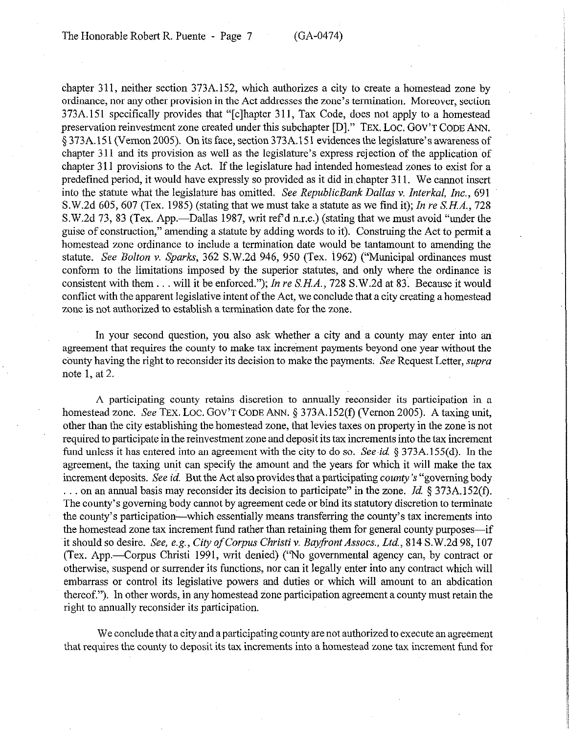chapter 311, neither section 373A.152, which authorizes a city to create a homestead zone by ordinance, nor any other provision in the Act addresses the zone's termination. Moreover, section 373A.151 specifically provides that "[c]hapter 311, Tax Code, does not apply to a homestead preservation reinvestment zone created under this subchapter [D]." TEX. LOC. GOV'T CODE ANN. § 373A.151 (Vernon 2005). On its face, section 373A.151 evidences the legislature's awareness of chapter 311 and its provision as well as the legislature's express rejection of the application of chapter 311 provisions to the Act. If the legislature had intended homestead zones to exist for a predefined period, it would have expressly so provided as it did in chapter 311. We cannot insert into the statute what the legislature has omitted. *See RepublicBank Dallas v. Interkal, Inc.*, 691 S.W.2d 605, 607 (Tex. 1985) (stating that we must take a statute as we find it); *In re S.H.A.*, 728 S.W.2d 73, 83 (Tex. App.—Dallas 1987, writ ref'd n.r.e.) (stating that we must avoid "under the guise of construction," amending a statute by adding words to it). Construing the Act to permit a homestead zone ordinance to include a termination date would be tantamount to amending the statute. *See Bolton v. Sparks*, 362 S.W.2d 946, 950 (Tex. 1962) ("Municipal ordinances must conform to the limitations imposed by the superior statutes, and only where the ordinance is consistent with them . . . will it be enforced."); *In re S.H.A.*, 728 S.W.2d at 83. Because it would conflict with the apparent legislative intent of the Act, we conclude that a city creating a homestead zone is not authorized to establish a termination date for the zone.

In your second question, you also ask whether a city and a county may enter into an agreement that requires the county to make tax increment payments beyond one year without the county having the right to reconsider its decision to make the payments. *See* Request Letter, *supra* note 1, at 2.

A participating county retains discretion to annually reconsider its participation in a homestead zone. *See* TEX. LOC. GOV'T CODE ANN. § 373A.152(f) (Vernon 2005). A taxing unit, other than the city establishing the homestead zone, that levies taxes on property in the zone is not required to participate in the reinvestment zone and deposit its tax increments into the tax increment fund unless it has entered into an agreement with the city to do so. *See id.* § 373A.155(d). In the agreement, the taxing unit can specify the amount and the years for which it will make the tax increment deposits. *See id.* But the Act also provides that a participating *county's* "governing body . . . on an annual basis may reconsider its decision to participate" in the zone. *Id.* § 373A.152(f). The county's governing body cannot by agreement cede or bind its statutory discretion to terminate the county's participation—which essentially means transferring the county's tax increments into the homestead zone tax increment fund rather than retaining them for general county purposes—if it should so desire. *See, e.g., City of Corpus Christi v. Bayfront Assocs., Ltd.*, 814 S.W.2d 98, 107 (Tex. App.—Corpus Christi 1991, writ denied) ("No governmental agency can, by contract or otherwise, suspend or surrender its functions, nor can it legally enter into any contract which will embarrass or control its legislative powers and duties or which will amount to an abdication thereof."). In other words, in any homestead zone participation agreement a county must retain the right to annually reconsider its participation.

We conclude that a city and a participating county are not authorized to execute an agreement that requires the county to deposit its tax increments into a homestead zone tax increment fund for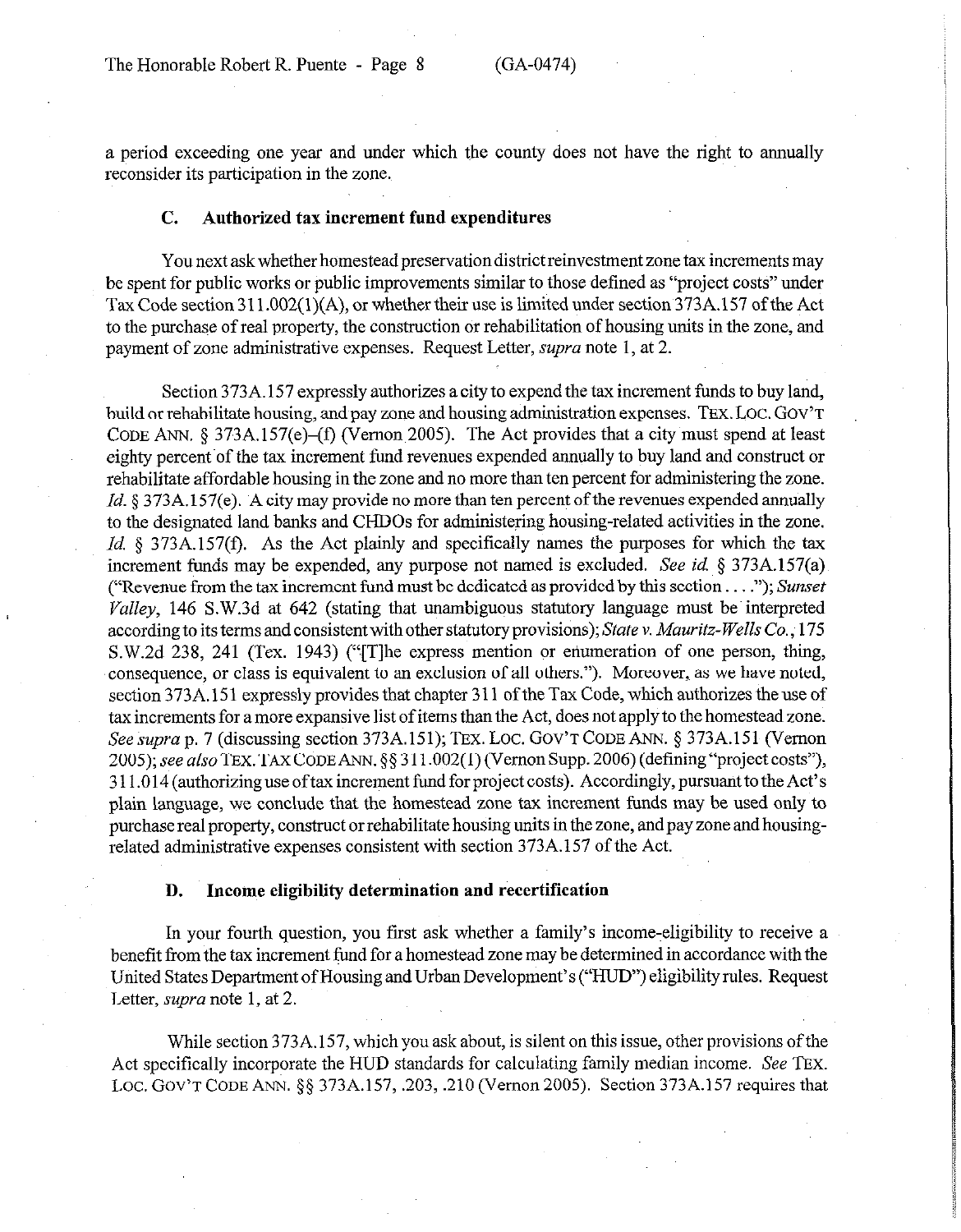a period exceeding one year and under which the county does not have the right to annually reconsider its participation in the zone.

### C. Authorized tax increment fund expenditures

You next ask whether homestead preservation district reinvestment zone tax increments may be spent for public works or public improvements similar to those defined as "project costs" under Tax Code section 311.002(1)(A), or whether their use is limited under section 373A.157 of the Act to the purchase of real property, the construction or rehabilitation of housing units in the zone, and payment of zone administrative expenses. Request Letter, *supra* note 1, at 2.

Section 373A.157 expressly authorizes a city to expend the tax increment funds to buy land, build or rehabilitate housing, and pay zone and housing administration expenses. TEX. LOC. GOV'T CODE ANN. § 373A.157(e)–(f) (Vernon 2005). The Act provides that a city must spend at least eighty percent of the tax increment fund revenues expended annually to buy land and construct or rehabilitate affordable housing in the zone and no more than ten percent for administering the zone. *Id.* § 373A.157(e). A city may provide no more than ten percent of the revenues expended annually to the designated land banks and CHDOs for administering housing-related activities in the zone. *Id.* § 373A.157(f). As the Act plainly and specifically names the purposes for which the tax increment funds may be expended, any purpose not named is excluded. *See id.* § 373A.157(a) ("Revenue from the tax increment fund must be dedicated as provided by this section . . . ."); *Sunset Valley*, 146 S.W.3d at 642 (stating that unambiguous statutory language must be interpreted according to its terms and consistent with other statutory provisions); *State v. Mauritz-Wells Co.*, 175 S.W.2d 238, 241 (Tex. 1943) ("[T]he express mention or enumeration of one person, thing, consequence, or class is equivalent to an exclusion of all others."). Moreover, as we have noted, section 373A.151 expressly provides that chapter 311 of the Tax Code, which authorizes the use of tax increments for a more expansive list of items than the Act, does not apply to the homestead zone. *See supra* p. 7 (discussing section 373A.151); TEX. LOC. GOV'T CODE ANN. § 373A.151 (Vernon 2005); *see also* TEX. TAX CODE ANN. §§ 311.002(1) (Vernon Supp. 2006) (defining "project costs"), 311.014 (authorizing use of tax increment fund for project costs). Accordingly, pursuant to the Act's plain language, we conclude that the homestead zone tax increment funds may be used only to purchase real property, construct or rehabilitate housing units in the zone, and pay zone and housing-related administrative expenses consistent with section 373A.157 of the Act.

### D. Income eligibility determination and recertification

In your fourth question, you first ask whether a family's income-eligibility to receive a benefit from the tax increment fund for a homestead zone may be determined in accordance with the United States Department of Housing and Urban Development's ("HUD") eligibility rules. Request Letter, *supra* note 1, at 2.

While section 373A.157, which you ask about, is silent on this issue, other provisions of the Act specifically incorporate the HUD standards for calculating family median income. *See* TEX. LOC. GOV'T CODE ANN. §§ 373A.157, .203, .210 (Vernon 2005). Section 373A.157 requires that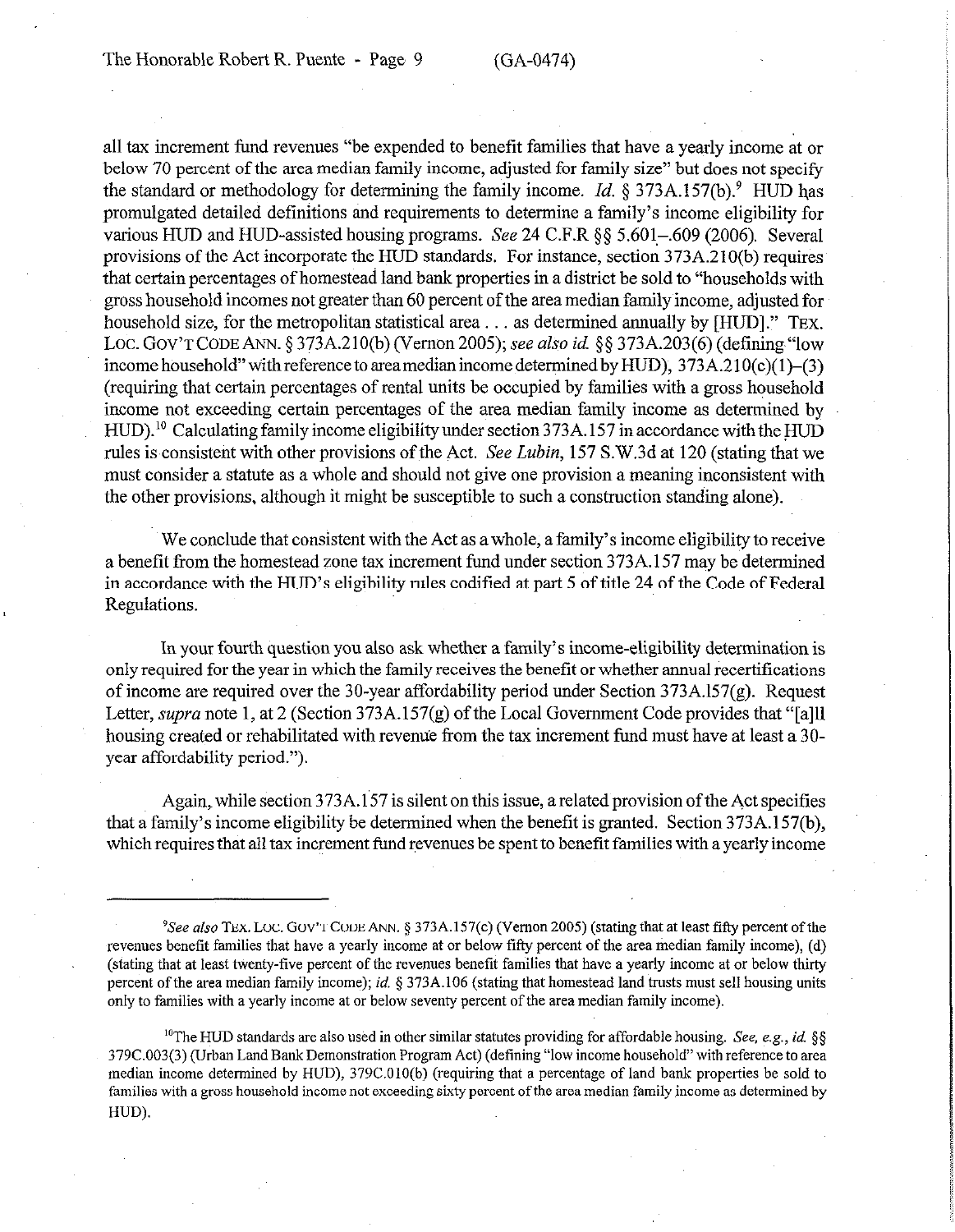all tax increment fund revenues "be expended to benefit families that have a yearly income at or below 70 percent of the area median family income, adjusted for family size" but does not specify the standard or methodology for determining the family income. *Id.* § 373A.157(b).[9] HUD has promulgated detailed definitions and requirements to determine a family's income eligibility for various HUD and HUD-assisted housing programs. *See* 24 C.F.R §§ 5.601–.609 (2006). Several provisions of the Act incorporate the HUD standards. For instance, section 373A.210(b) requires that certain percentages of homestead land bank properties in a district be sold to "households with gross household incomes not greater than 60 percent of the area median family income, adjusted for household size, for the metropolitan statistical area . . . as determined annually by [HUD]." TEX. LOC. GOV'T CODE ANN. § 373A.210(b) (Vernon 2005); *see also id.* §§ 373A.203(6) (defining "low income household" with reference to area median income determined by HUD), 373A.210(c)(1)–(3) (requiring that certain percentages of rental units be occupied by families with a gross household income not exceeding certain percentages of the area median family income as determined by HUD).[10] Calculating family income eligibility under section 373A.157 in accordance with the HUD rules is consistent with other provisions of the Act. *See Lubin*, 157 S.W.3d at 120 (stating that we must consider a statute as a whole and should not give one provision a meaning inconsistent with the other provisions, although it might be susceptible to such a construction standing alone).

We conclude that consistent with the Act as a whole, a family's income eligibility to receive a benefit from the homestead zone tax increment fund under section 373A.157 may be determined in accordance with the HUD's eligibility rules codified at part 5 of title 24 of the Code of Federal Regulations.

In your fourth question you also ask whether a family's income-eligibility determination is only required for the year in which the family receives the benefit or whether annual recertifications of income are required over the 30-year affordability period under Section 373A.157(g). Request Letter, *supra* note 1, at 2 (Section 373A.157(g) of the Local Government Code provides that "[a]ll housing created or rehabilitated with revenue from the tax increment fund must have at least a 30-year affordability period.").

Again, while section 373A.157 is silent on this issue, a related provision of the Act specifies that a family's income eligibility be determined when the benefit is granted. Section 373A.157(b), which requires that all tax increment fund revenues be spent to benefit families with a yearly income

---

[9]*See also* TEX. LOC. GOV'T CODE ANN. § 373A.157(c) (Vernon 2005) (stating that at least fifty percent of the revenues benefit families that have a yearly income at or below fifty percent of the area median family income), (d) (stating that at least twenty-five percent of the revenues benefit families that have a yearly income at or below thirty percent of the area median family income); *id.* § 373A.106 (stating that homestead land trusts must sell housing units only to families with a yearly income at or below seventy percent of the area median family income).

[10]The HUD standards are also used in other similar statutes providing for affordable housing. *See, e.g., id.* §§ 379C.003(3) (Urban Land Bank Demonstration Program Act) (defining "low income household" with reference to area median income determined by HUD), 379C.010(b) (requiring that a percentage of land bank properties be sold to families with a gross household income not exceeding sixty percent of the area median family income as determined by HUD).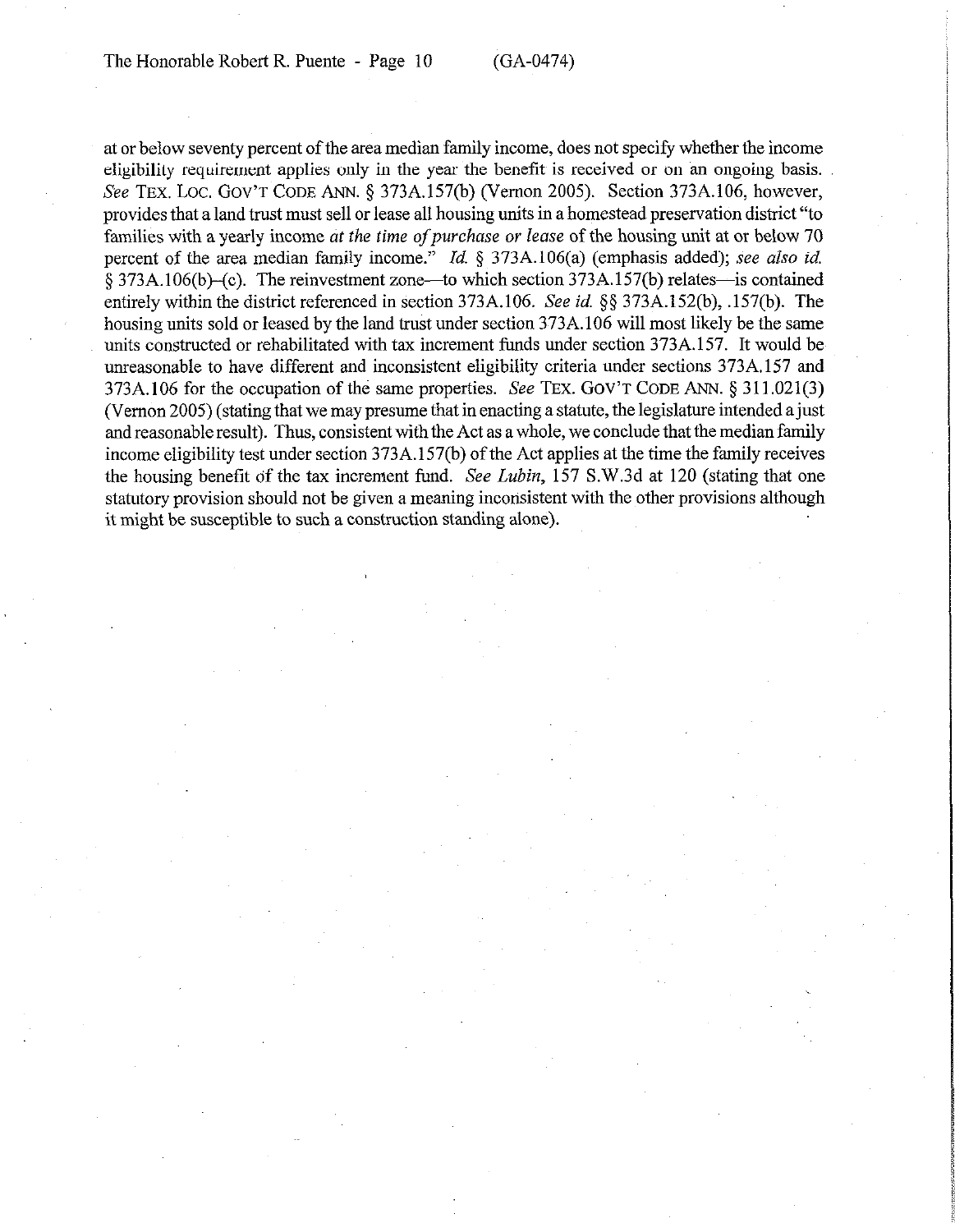at or below seventy percent of the area median family income, does not specify whether the income eligibility requirement applies only in the year the benefit is received or on an ongoing basis. *See* TEX. LOC. GOV'T CODE ANN. § 373A.157(b) (Vernon 2005). Section 373A.106, however, provides that a land trust must sell or lease all housing units in a homestead preservation district "to families with a yearly income *at the time of purchase or lease* of the housing unit at or below 70 percent of the area median family income." *Id.* § 373A.106(a) (emphasis added); *see also id.* § 373A.106(b)–(c). The reinvestment zone—to which section 373A.157(b) relates—is contained entirely within the district referenced in section 373A.106. *See id.* §§ 373A.152(b), .157(b). The housing units sold or leased by the land trust under section 373A.106 will most likely be the same units constructed or rehabilitated with tax increment funds under section 373A.157. It would be unreasonable to have different and inconsistent eligibility criteria under sections 373A.157 and 373A.106 for the occupation of the same properties. *See* TEX. GOV'T CODE ANN. § 311.021(3) (Vernon 2005) (stating that we may presume that in enacting a statute, the legislature intended a just and reasonable result). Thus, consistent with the Act as a whole, we conclude that the median family income eligibility test under section 373A.157(b) of the Act applies at the time the family receives the housing benefit of the tax increment fund. *See Lubin*, 157 S.W.3d at 120 (stating that one statutory provision should not be given a meaning inconsistent with the other provisions although it might be susceptible to such a construction standing alone).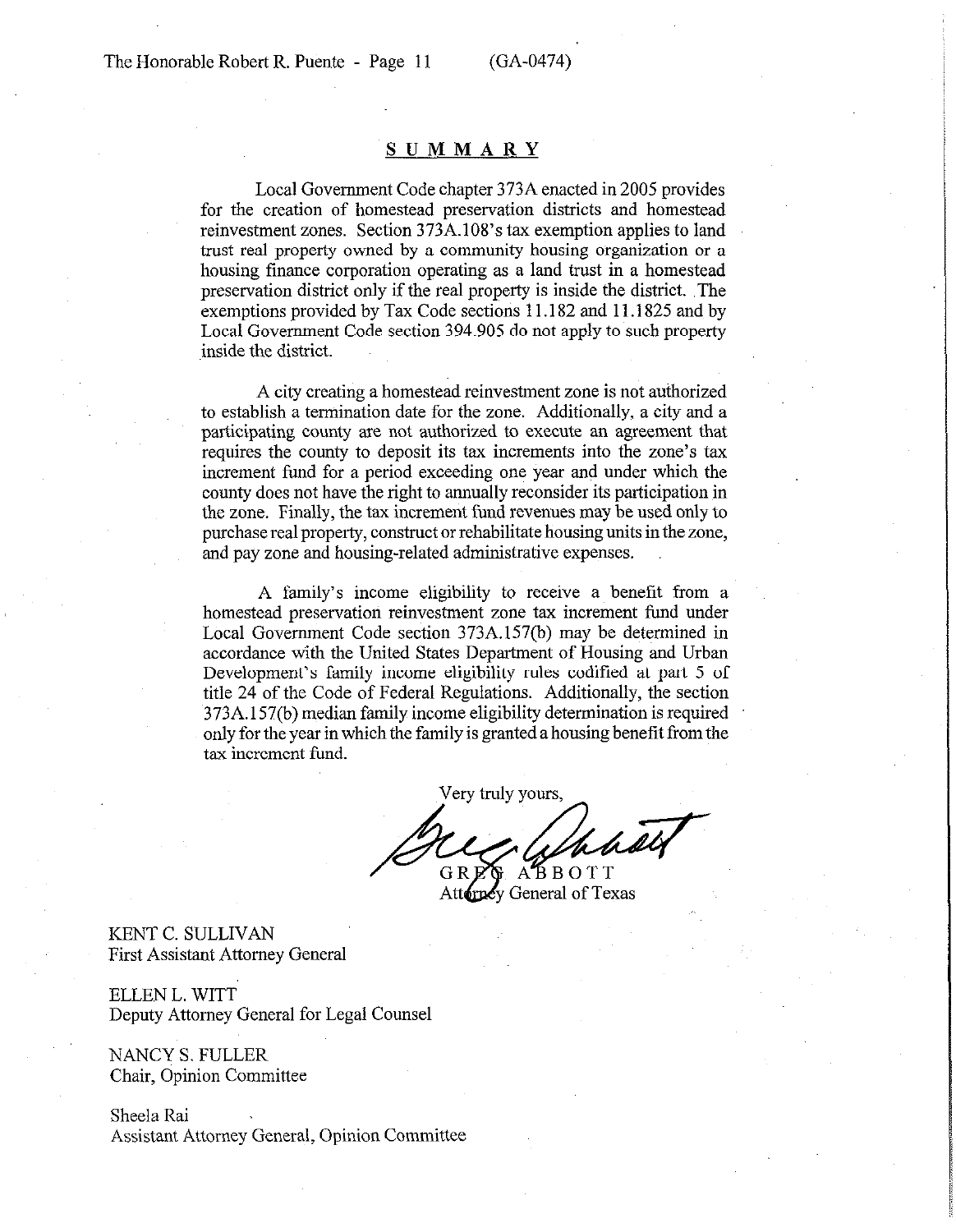## SUMMARY

Local Government Code chapter 373A enacted in 2005 provides for the creation of homestead preservation districts and homestead reinvestment zones. Section 373A.108's tax exemption applies to land trust real property owned by a community housing organization or a housing finance corporation operating as a land trust in a homestead preservation district only if the real property is inside the district. The exemptions provided by Tax Code sections 11.182 and 11.1825 and by Local Government Code section 394.905 do not apply to such property inside the district.

A city creating a homestead reinvestment zone is not authorized to establish a termination date for the zone. Additionally, a city and a participating county are not authorized to execute an agreement that requires the county to deposit its tax increments into the zone's tax increment fund for a period exceeding one year and under which the county does not have the right to annually reconsider its participation in the zone. Finally, the tax increment fund revenues may be used only to purchase real property, construct or rehabilitate housing units in the zone, and pay zone and housing-related administrative expenses.

A family's income eligibility to receive a benefit from a homestead preservation reinvestment zone tax increment fund under Local Government Code section 373A.157(b) may be determined in accordance with the United States Department of Housing and Urban Development's family income eligibility rules codified at part 5 of title 24 of the Code of Federal Regulations. Additionally, the section 373A.157(b) median family income eligibility determination is required only for the year in which the family is granted a housing benefit from the tax increment fund.

Very truly yours,

GREG ABBOTT
Attorney General of Texas

KENT C. SULLIVAN
First Assistant Attorney General

ELLEN L. WITT
Deputy Attorney General for Legal Counsel

NANCY S. FULLER
Chair, Opinion Committee

Sheela Rai
Assistant Attorney General, Opinion Committee